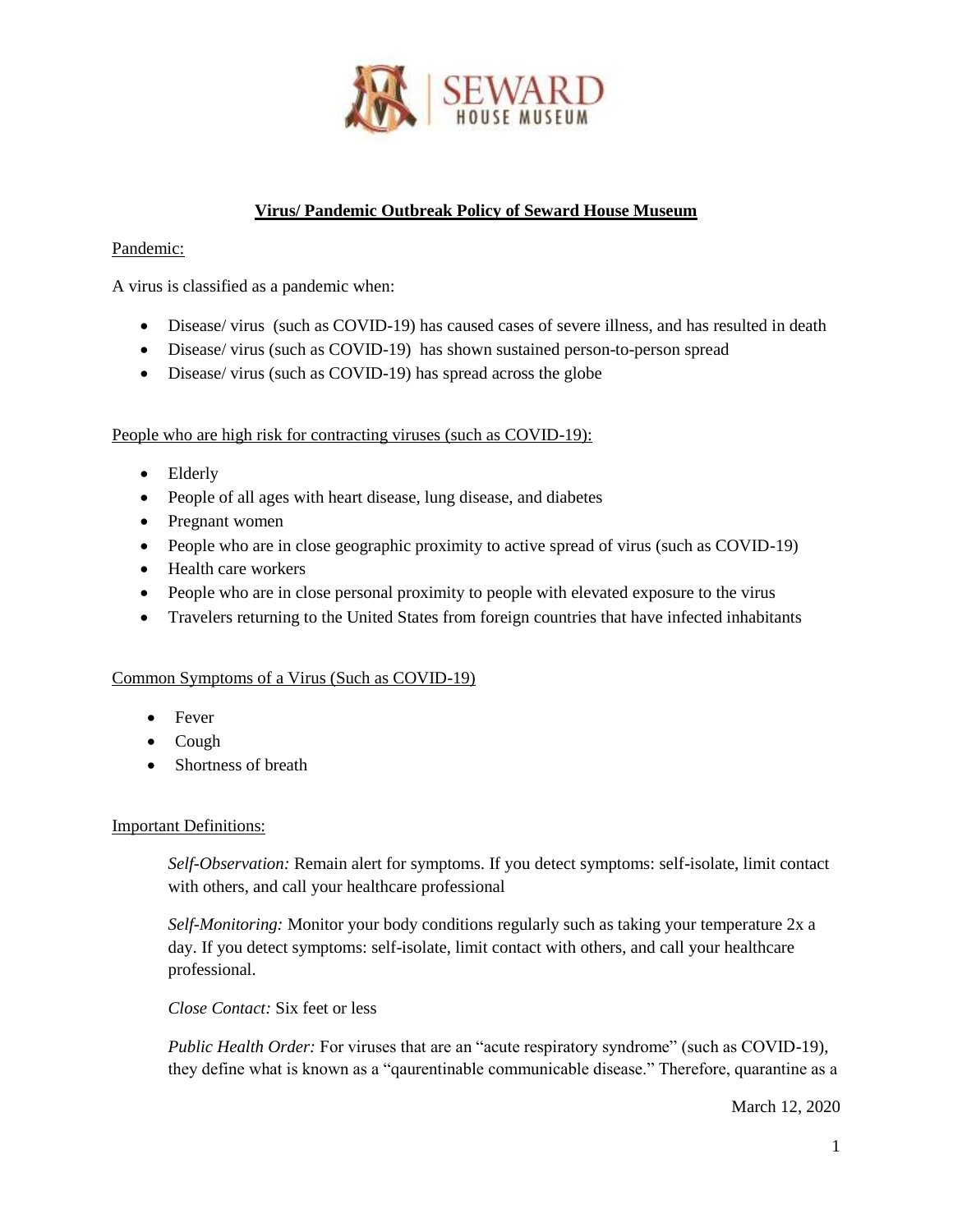# Virus/ Pandemic Outbreak Policy of Seward House Museum

## Pandemic:

A virus is classified as a pandemic when:

- Disease/ virus (such as COVID-19) has caused cases of severe illness, and has resulted in death
- Disease/ virus (such as COVID-19) has shown sustained person-to-person spread
- Disease/ virus (such as COVID-19) has spread across the globe

## People who are high risk for contracting viruses (such as COVID-19):

- Elderly
- People of all ages with heart disease, lung disease, and diabetes
- Pregnant women
- People who are in close geographic proximity to active spread of virus (such as COVID-19)
- Health care workers
- People who are in close personal proximity to people with elevated exposure to the virus
- Travelers returning to the United States from foreign countries that have infected inhabitants

## Common Symptoms of a Virus (Such as COVID-19)

- Fever
- Cough
- Shortness of breath

## Important Definitions:

*Self-Observation:* Remain alert for symptoms. If you detect symptoms: self-isolate, limit contact with others, and call your healthcare professional

*Self-Monitoring:* Monitor your body conditions regularly such as taking your temperature 2x a day. If you detect symptoms: self-isolate, limit contact with others, and call your healthcare professional.

*Close Contact:* Six feet or less

*Public Health Order:* For viruses that are an "acute respiratory syndrome" (such as COVID-19), they define what is known as a "qaurentinable communicable disease." Therefore, quarantine as a

March 12, 2020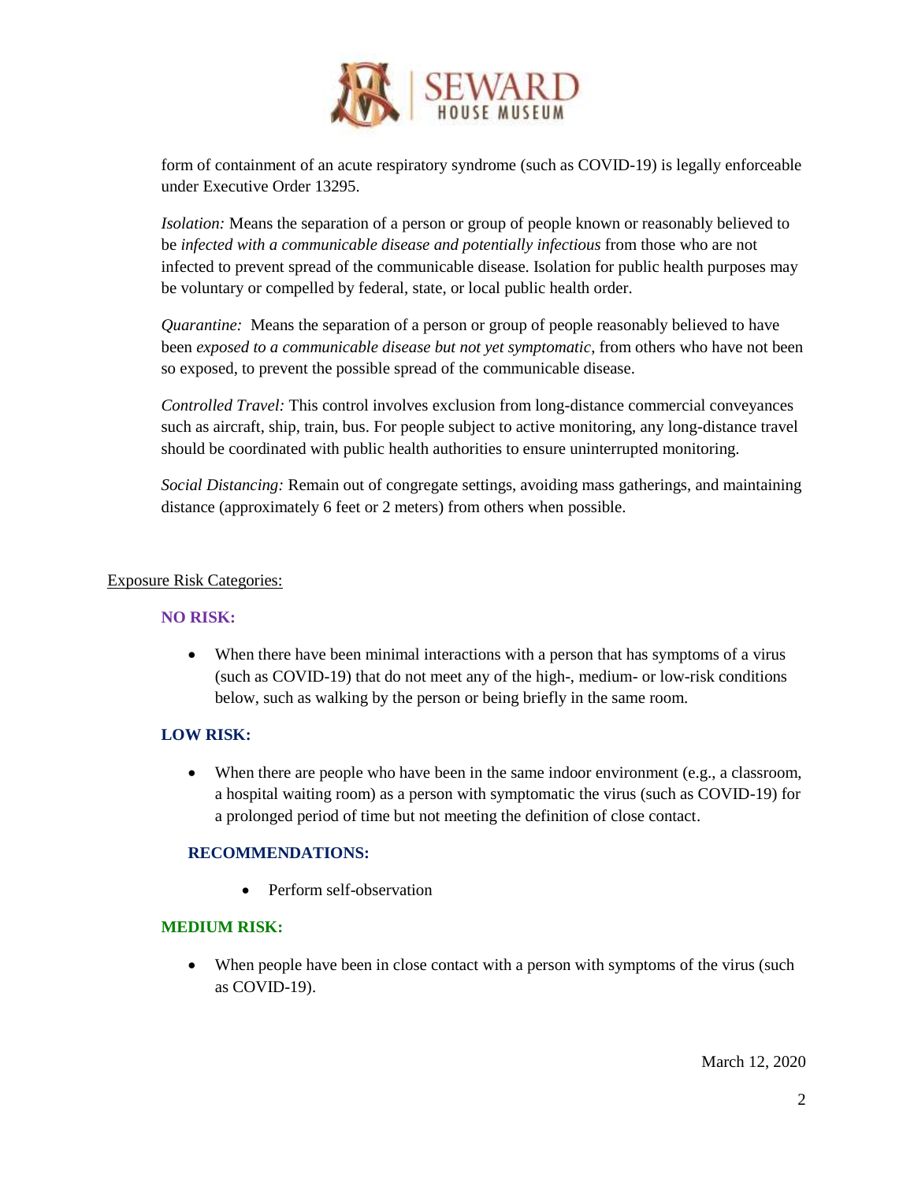form of containment of an acute respiratory syndrome (such as COVID-19) is legally enforceable under Executive Order 13295.

*Isolation:* Means the separation of a person or group of people known or reasonably believed to be *infected with a communicable disease and potentially infectious* from those who are not infected to prevent spread of the communicable disease. Isolation for public health purposes may be voluntary or compelled by federal, state, or local public health order.

*Quarantine:* Means the separation of a person or group of people reasonably believed to have been *exposed to a communicable disease but not yet symptomatic*, from others who have not been so exposed, to prevent the possible spread of the communicable disease.

*Controlled Travel:* This control involves exclusion from long-distance commercial conveyances such as aircraft, ship, train, bus. For people subject to active monitoring, any long-distance travel should be coordinated with public health authorities to ensure uninterrupted monitoring.

*Social Distancing:* Remain out of congregate settings, avoiding mass gatherings, and maintaining distance (approximately 6 feet or 2 meters) from others when possible.

## Exposure Risk Categories:

### NO RISK:

- When there have been minimal interactions with a person that has symptoms of a virus (such as COVID-19) that do not meet any of the high-, medium- or low-risk conditions below, such as walking by the person or being briefly in the same room.

### LOW RISK:

- When there are people who have been in the same indoor environment (e.g., a classroom, a hospital waiting room) as a person with symptomatic the virus (such as COVID-19) for a prolonged period of time but not meeting the definition of close contact.

#### RECOMMENDATIONS:

- Perform self-observation

### MEDIUM RISK:

- When people have been in close contact with a person with symptoms of the virus (such as COVID-19).

March 12, 2020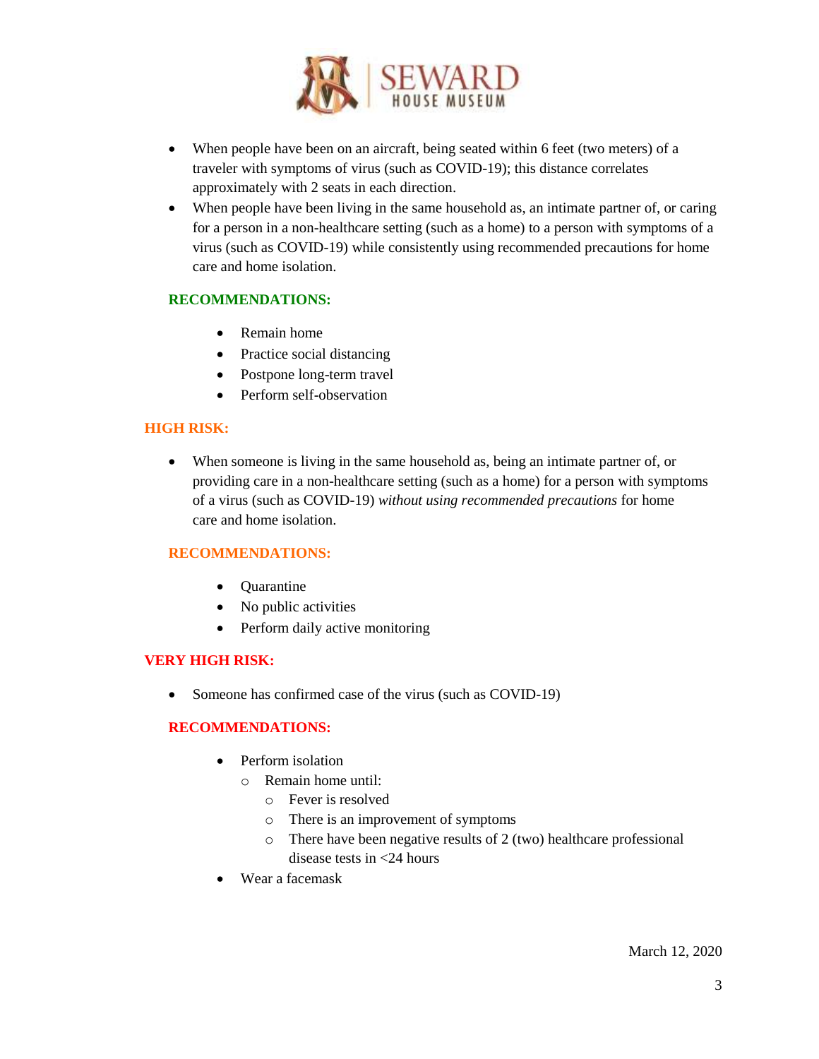- When people have been on an aircraft, being seated within 6 feet (two meters) of a traveler with symptoms of virus (such as COVID-19); this distance correlates approximately with 2 seats in each direction.
- When people have been living in the same household as, an intimate partner of, or caring for a person in a non-healthcare setting (such as a home) to a person with symptoms of a virus (such as COVID-19) while consistently using recommended precautions for home care and home isolation.

**RECOMMENDATIONS:**

- Remain home
- Practice social distancing
- Postpone long-term travel
- Perform self-observation

**HIGH RISK:**

- When someone is living in the same household as, being an intimate partner of, or providing care in a non-healthcare setting (such as a home) for a person with symptoms of a virus (such as COVID-19) *without using recommended precautions* for home care and home isolation.

**RECOMMENDATIONS:**

- Quarantine
- No public activities
- Perform daily active monitoring

**VERY HIGH RISK:**

- Someone has confirmed case of the virus (such as COVID-19)

**RECOMMENDATIONS:**

- Perform isolation
  - Remain home until:
    - Fever is resolved
    - There is an improvement of symptoms
    - There have been negative results of 2 (two) healthcare professional disease tests in <24 hours
- Wear a facemask

March 12, 2020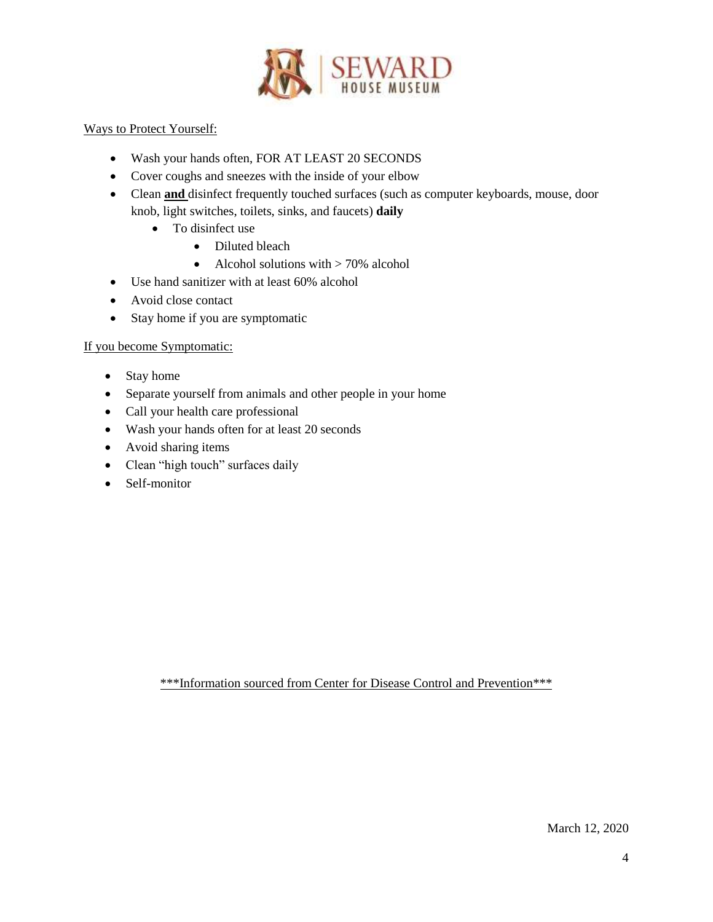Ways to Protect Yourself:

- Wash your hands often, FOR AT LEAST 20 SECONDS
- Cover coughs and sneezes with the inside of your elbow
- Clean **and** disinfect frequently touched surfaces (such as computer keyboards, mouse, door knob, light switches, toilets, sinks, and faucets) **daily**
    - To disinfect use
        - Diluted bleach
        - Alcohol solutions with > 70% alcohol
- Use hand sanitizer with at least 60% alcohol
- Avoid close contact
- Stay home if you are symptomatic

If you become Symptomatic:

- Stay home
- Separate yourself from animals and other people in your home
- Call your health care professional
- Wash your hands often for at least 20 seconds
- Avoid sharing items
- Clean "high touch" surfaces daily
- Self-monitor

***Information sourced from Center for Disease Control and Prevention***

March 12, 2020